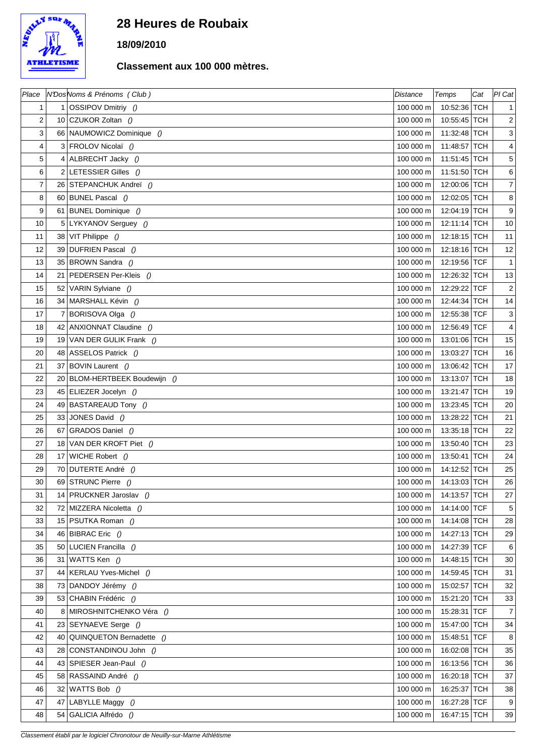# 28 Heures de Roubaix

**18/09/2010**

**Classement aux 100 000 mètres.**

| Place | N°Dos | Noms & Prénoms ( Club ) | Distance | Temps | Cat | Pl Cat |
|---|---|---|---|---|---|---|
| 1 | 1 | OSSIPOV Dmitriy () | 100 000 m | 10:52:36 | TCH | 1 |
| 2 | 10 | CZUKOR Zoltan () | 100 000 m | 10:55:45 | TCH | 2 |
| 3 | 66 | NAUMOWICZ Dominique () | 100 000 m | 11:32:48 | TCH | 3 |
| 4 | 3 | FROLOV Nicolaï () | 100 000 m | 11:48:57 | TCH | 4 |
| 5 | 4 | ALBRECHT Jacky () | 100 000 m | 11:51:45 | TCH | 5 |
| 6 | 2 | LETESSIER Gilles () | 100 000 m | 11:51:50 | TCH | 6 |
| 7 | 26 | STEPANCHUK Andreï () | 100 000 m | 12:00:06 | TCH | 7 |
| 8 | 60 | BUNEL Pascal () | 100 000 m | 12:02:05 | TCH | 8 |
| 9 | 61 | BUNEL Dominique () | 100 000 m | 12:04:19 | TCH | 9 |
| 10 | 5 | LYKYANOV Serguey () | 100 000 m | 12:11:14 | TCH | 10 |
| 11 | 38 | VIT Philippe () | 100 000 m | 12:18:15 | TCH | 11 |
| 12 | 39 | DUFRIEN Pascal () | 100 000 m | 12:18:16 | TCH | 12 |
| 13 | 35 | BROWN Sandra () | 100 000 m | 12:19:56 | TCF | 1 |
| 14 | 21 | PEDERSEN Per-Kleis () | 100 000 m | 12:26:32 | TCH | 13 |
| 15 | 52 | VARIN Sylviane () | 100 000 m | 12:29:22 | TCF | 2 |
| 16 | 34 | MARSHALL Kévin () | 100 000 m | 12:44:34 | TCH | 14 |
| 17 | 7 | BORISOVA Olga () | 100 000 m | 12:55:38 | TCF | 3 |
| 18 | 42 | ANXIONNAT Claudine () | 100 000 m | 12:56:49 | TCF | 4 |
| 19 | 19 | VAN DER GULIK Frank () | 100 000 m | 13:01:06 | TCH | 15 |
| 20 | 48 | ASSELOS Patrick () | 100 000 m | 13:03:27 | TCH | 16 |
| 21 | 37 | BOVIN Laurent () | 100 000 m | 13:06:42 | TCH | 17 |
| 22 | 20 | BLOM-HERTBEEK Boudewijn () | 100 000 m | 13:13:07 | TCH | 18 |
| 23 | 45 | ELIEZER Jocelyn () | 100 000 m | 13:21:47 | TCH | 19 |
| 24 | 49 | BASTAREAUD Tony () | 100 000 m | 13:23:45 | TCH | 20 |
| 25 | 33 | JONES David () | 100 000 m | 13:28:22 | TCH | 21 |
| 26 | 67 | GRADOS Daniel () | 100 000 m | 13:35:18 | TCH | 22 |
| 27 | 18 | VAN DER KROFT Piet () | 100 000 m | 13:50:40 | TCH | 23 |
| 28 | 17 | WICHE Robert () | 100 000 m | 13:50:41 | TCH | 24 |
| 29 | 70 | DUTERTE André () | 100 000 m | 14:12:52 | TCH | 25 |
| 30 | 69 | STRUNC Pierre () | 100 000 m | 14:13:03 | TCH | 26 |
| 31 | 14 | PRUCKNER Jaroslav () | 100 000 m | 14:13:57 | TCH | 27 |
| 32 | 72 | MIZZERA Nicoletta () | 100 000 m | 14:14:00 | TCF | 5 |
| 33 | 15 | PSUTKA Roman () | 100 000 m | 14:14:08 | TCH | 28 |
| 34 | 46 | BIBRAC Eric () | 100 000 m | 14:27:13 | TCH | 29 |
| 35 | 50 | LUCIEN Francilla () | 100 000 m | 14:27:39 | TCF | 6 |
| 36 | 31 | WATTS Ken () | 100 000 m | 14:48:15 | TCH | 30 |
| 37 | 44 | KERLAU Yves-Michel () | 100 000 m | 14:59:45 | TCH | 31 |
| 38 | 73 | DANDOY Jérémy () | 100 000 m | 15:02:57 | TCH | 32 |
| 39 | 53 | CHABIN Frédéric () | 100 000 m | 15:21:20 | TCH | 33 |
| 40 | 8 | MIROSHNITCHENKO Véra () | 100 000 m | 15:28:31 | TCF | 7 |
| 41 | 23 | SEYNAEVE Serge () | 100 000 m | 15:47:00 | TCH | 34 |
| 42 | 40 | QUINQUETON Bernadette () | 100 000 m | 15:48:51 | TCF | 8 |
| 43 | 28 | CONSTANDINOU John () | 100 000 m | 16:02:08 | TCH | 35 |
| 44 | 43 | SPIESER Jean-Paul () | 100 000 m | 16:13:56 | TCH | 36 |
| 45 | 58 | RASSAIND André () | 100 000 m | 16:20:18 | TCH | 37 |
| 46 | 32 | WATTS Bob () | 100 000 m | 16:25:37 | TCH | 38 |
| 47 | 47 | LABYLLE Maggy () | 100 000 m | 16:27:28 | TCF | 9 |
| 48 | 54 | GALICIA Alfrédo () | 100 000 m | 16:47:15 | TCH | 39 |

*Classement établi par le logiciel Chronotour de Neuilly-sur-Marne Athlétisme*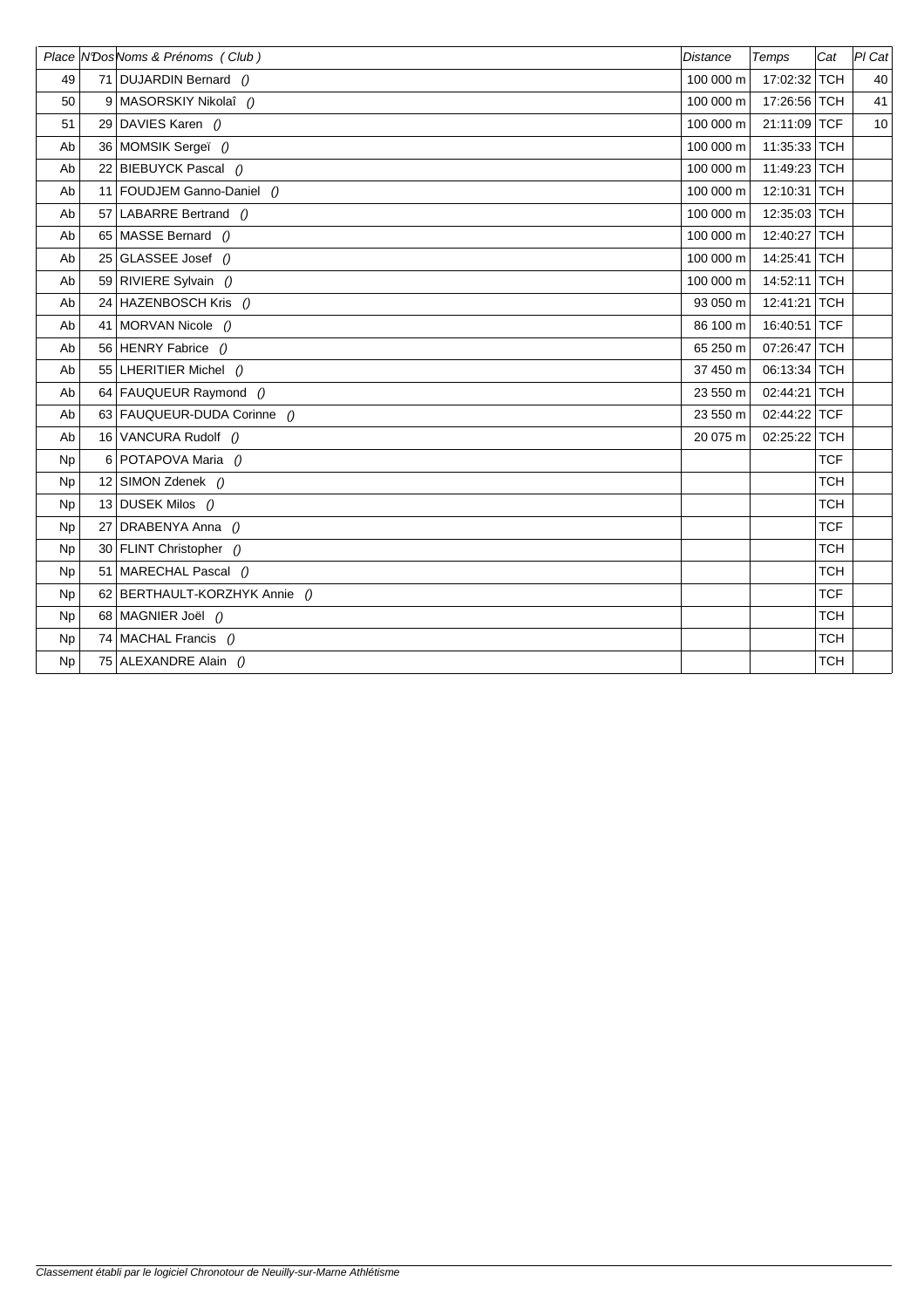| Place | N°Dos | Noms & Prénoms ( Club ) | Distance | Temps | Cat | Pl Cat |
|---|---|---|---|---|---|---|
| 49 | 71 | DUJARDIN Bernard () | 100 000 m | 17:02:32 | TCH | 40 |
| 50 | 9 | MASORSKIY Nikolaî () | 100 000 m | 17:26:56 | TCH | 41 |
| 51 | 29 | DAVIES Karen () | 100 000 m | 21:11:09 | TCF | 10 |
| Ab | 36 | MOMSIK Sergeï () | 100 000 m | 11:35:33 | TCH | |
| Ab | 22 | BIEBUYCK Pascal () | 100 000 m | 11:49:23 | TCH | |
| Ab | 11 | FOUDJEM Ganno-Daniel () | 100 000 m | 12:10:31 | TCH | |
| Ab | 57 | LABARRE Bertrand () | 100 000 m | 12:35:03 | TCH | |
| Ab | 65 | MASSE Bernard () | 100 000 m | 12:40:27 | TCH | |
| Ab | 25 | GLASSEE Josef () | 100 000 m | 14:25:41 | TCH | |
| Ab | 59 | RIVIERE Sylvain () | 100 000 m | 14:52:11 | TCH | |
| Ab | 24 | HAZENBOSCH Kris () | 93 050 m | 12:41:21 | TCH | |
| Ab | 41 | MORVAN Nicole () | 86 100 m | 16:40:51 | TCF | |
| Ab | 56 | HENRY Fabrice () | 65 250 m | 07:26:47 | TCH | |
| Ab | 55 | LHERITIER Michel () | 37 450 m | 06:13:34 | TCH | |
| Ab | 64 | FAUQUEUR Raymond () | 23 550 m | 02:44:21 | TCH | |
| Ab | 63 | FAUQUEUR-DUDA Corinne () | 23 550 m | 02:44:22 | TCF | |
| Ab | 16 | VANCURA Rudolf () | 20 075 m | 02:25:22 | TCH | |
| Np | 6 | POTAPOVA Maria () | | | TCF | |
| Np | 12 | SIMON Zdenek () | | | TCH | |
| Np | 13 | DUSEK Milos () | | | TCH | |
| Np | 27 | DRABENYA Anna () | | | TCF | |
| Np | 30 | FLINT Christopher () | | | TCH | |
| Np | 51 | MARECHAL Pascal () | | | TCH | |
| Np | 62 | BERTHAULT-KORZHYK Annie () | | | TCF | |
| Np | 68 | MAGNIER Joël () | | | TCH | |
| Np | 74 | MACHAL Francis () | | | TCH | |
| Np | 75 | ALEXANDRE Alain () | | | TCH | |

*Classement établi par le logiciel Chronotour de Neuilly-sur-Marne Athlétisme*